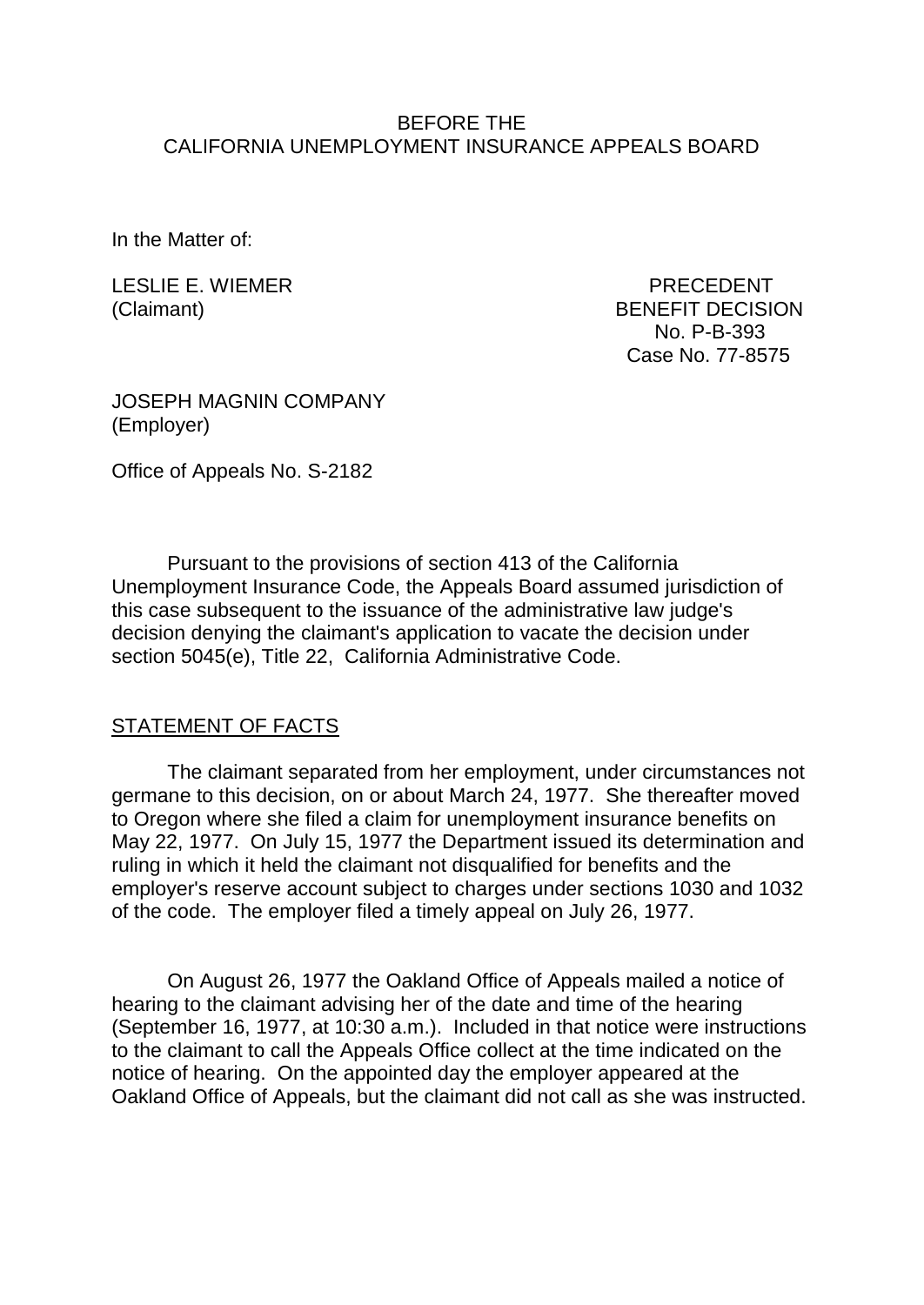BEFORE THE
CALIFORNIA UNEMPLOYMENT INSURANCE APPEALS BOARD

In the Matter of:

LESLIE E. WIEMER
(Claimant)

PRECEDENT
BENEFIT DECISION
No. P-B-393
Case No. 77-8575

JOSEPH MAGNIN COMPANY
(Employer)

Office of Appeals No. S-2182

Pursuant to the provisions of section 413 of the California Unemployment Insurance Code, the Appeals Board assumed jurisdiction of this case subsequent to the issuance of the administrative law judge's decision denying the claimant's application to vacate the decision under section 5045(e), Title 22, California Administrative Code.

## STATEMENT OF FACTS

The claimant separated from her employment, under circumstances not germane to this decision, on or about March 24, 1977. She thereafter moved to Oregon where she filed a claim for unemployment insurance benefits on May 22, 1977. On July 15, 1977 the Department issued its determination and ruling in which it held the claimant not disqualified for benefits and the employer's reserve account subject to charges under sections 1030 and 1032 of the code. The employer filed a timely appeal on July 26, 1977.

On August 26, 1977 the Oakland Office of Appeals mailed a notice of hearing to the claimant advising her of the date and time of the hearing (September 16, 1977, at 10:30 a.m.). Included in that notice were instructions to the claimant to call the Appeals Office collect at the time indicated on the notice of hearing. On the appointed day the employer appeared at the Oakland Office of Appeals, but the claimant did not call as she was instructed.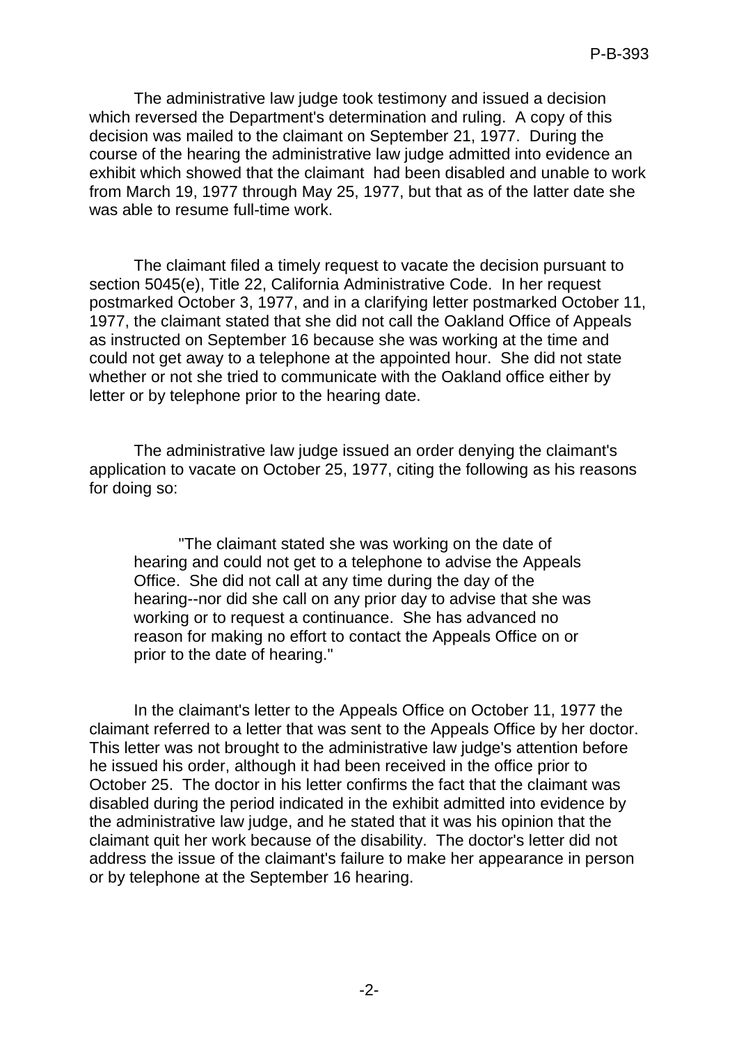The administrative law judge took testimony and issued a decision which reversed the Department's determination and ruling. A copy of this decision was mailed to the claimant on September 21, 1977. During the course of the hearing the administrative law judge admitted into evidence an exhibit which showed that the claimant had been disabled and unable to work from March 19, 1977 through May 25, 1977, but that as of the latter date she was able to resume full-time work.

The claimant filed a timely request to vacate the decision pursuant to section 5045(e), Title 22, California Administrative Code. In her request postmarked October 3, 1977, and in a clarifying letter postmarked October 11, 1977, the claimant stated that she did not call the Oakland Office of Appeals as instructed on September 16 because she was working at the time and could not get away to a telephone at the appointed hour. She did not state whether or not she tried to communicate with the Oakland office either by letter or by telephone prior to the hearing date.

The administrative law judge issued an order denying the claimant's application to vacate on October 25, 1977, citing the following as his reasons for doing so:

> "The claimant stated she was working on the date of hearing and could not get to a telephone to advise the Appeals Office. She did not call at any time during the day of the hearing--nor did she call on any prior day to advise that she was working or to request a continuance. She has advanced no reason for making no effort to contact the Appeals Office on or prior to the date of hearing."

In the claimant's letter to the Appeals Office on October 11, 1977 the claimant referred to a letter that was sent to the Appeals Office by her doctor. This letter was not brought to the administrative law judge's attention before he issued his order, although it had been received in the office prior to October 25. The doctor in his letter confirms the fact that the claimant was disabled during the period indicated in the exhibit admitted into evidence by the administrative law judge, and he stated that it was his opinion that the claimant quit her work because of the disability. The doctor's letter did not address the issue of the claimant's failure to make her appearance in person or by telephone at the September 16 hearing.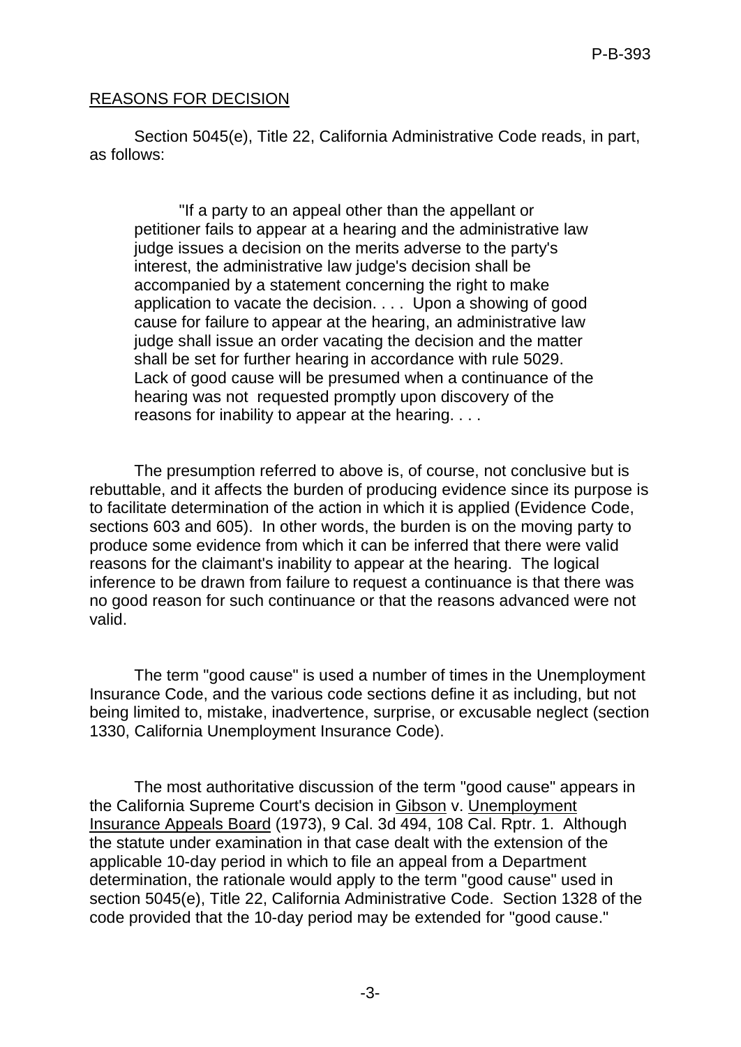REASONS FOR DECISION

Section 5045(e), Title 22, California Administrative Code reads, in part, as follows:

> "If a party to an appeal other than the appellant or petitioner fails to appear at a hearing and the administrative law judge issues a decision on the merits adverse to the party's interest, the administrative law judge's decision shall be accompanied by a statement concerning the right to make application to vacate the decision. . . . Upon a showing of good cause for failure to appear at the hearing, an administrative law judge shall issue an order vacating the decision and the matter shall be set for further hearing in accordance with rule 5029. Lack of good cause will be presumed when a continuance of the hearing was not requested promptly upon discovery of the reasons for inability to appear at the hearing. . . .

The presumption referred to above is, of course, not conclusive but is rebuttable, and it affects the burden of producing evidence since its purpose is to facilitate determination of the action in which it is applied (Evidence Code, sections 603 and 605). In other words, the burden is on the moving party to produce some evidence from which it can be inferred that there were valid reasons for the claimant's inability to appear at the hearing. The logical inference to be drawn from failure to request a continuance is that there was no good reason for such continuance or that the reasons advanced were not valid.

The term "good cause" is used a number of times in the Unemployment Insurance Code, and the various code sections define it as including, but not being limited to, mistake, inadvertence, surprise, or excusable neglect (section 1330, California Unemployment Insurance Code).

The most authoritative discussion of the term "good cause" appears in the California Supreme Court's decision in Gibson v. Unemployment Insurance Appeals Board (1973), 9 Cal. 3d 494, 108 Cal. Rptr. 1. Although the statute under examination in that case dealt with the extension of the applicable 10-day period in which to file an appeal from a Department determination, the rationale would apply to the term "good cause" used in section 5045(e), Title 22, California Administrative Code. Section 1328 of the code provided that the 10-day period may be extended for "good cause."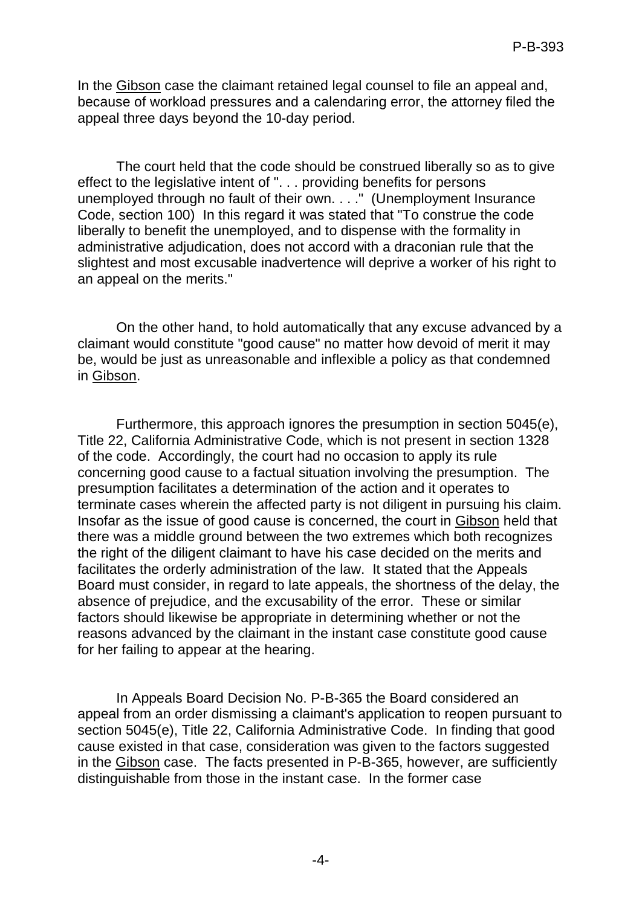In the Gibson case the claimant retained legal counsel to file an appeal and, because of workload pressures and a calendaring error, the attorney filed the appeal three days beyond the 10-day period.

The court held that the code should be construed liberally so as to give effect to the legislative intent of ". . . providing benefits for persons unemployed through no fault of their own. . . ." (Unemployment Insurance Code, section 100) In this regard it was stated that "To construe the code liberally to benefit the unemployed, and to dispense with the formality in administrative adjudication, does not accord with a draconian rule that the slightest and most excusable inadvertence will deprive a worker of his right to an appeal on the merits."

On the other hand, to hold automatically that any excuse advanced by a claimant would constitute "good cause" no matter how devoid of merit it may be, would be just as unreasonable and inflexible a policy as that condemned in Gibson.

Furthermore, this approach ignores the presumption in section 5045(e), Title 22, California Administrative Code, which is not present in section 1328 of the code. Accordingly, the court had no occasion to apply its rule concerning good cause to a factual situation involving the presumption. The presumption facilitates a determination of the action and it operates to terminate cases wherein the affected party is not diligent in pursuing his claim. Insofar as the issue of good cause is concerned, the court in Gibson held that there was a middle ground between the two extremes which both recognizes the right of the diligent claimant to have his case decided on the merits and facilitates the orderly administration of the law. It stated that the Appeals Board must consider, in regard to late appeals, the shortness of the delay, the absence of prejudice, and the excusability of the error. These or similar factors should likewise be appropriate in determining whether or not the reasons advanced by the claimant in the instant case constitute good cause for her failing to appear at the hearing.

In Appeals Board Decision No. P-B-365 the Board considered an appeal from an order dismissing a claimant's application to reopen pursuant to section 5045(e), Title 22, California Administrative Code. In finding that good cause existed in that case, consideration was given to the factors suggested in the Gibson case. The facts presented in P-B-365, however, are sufficiently distinguishable from those in the instant case. In the former case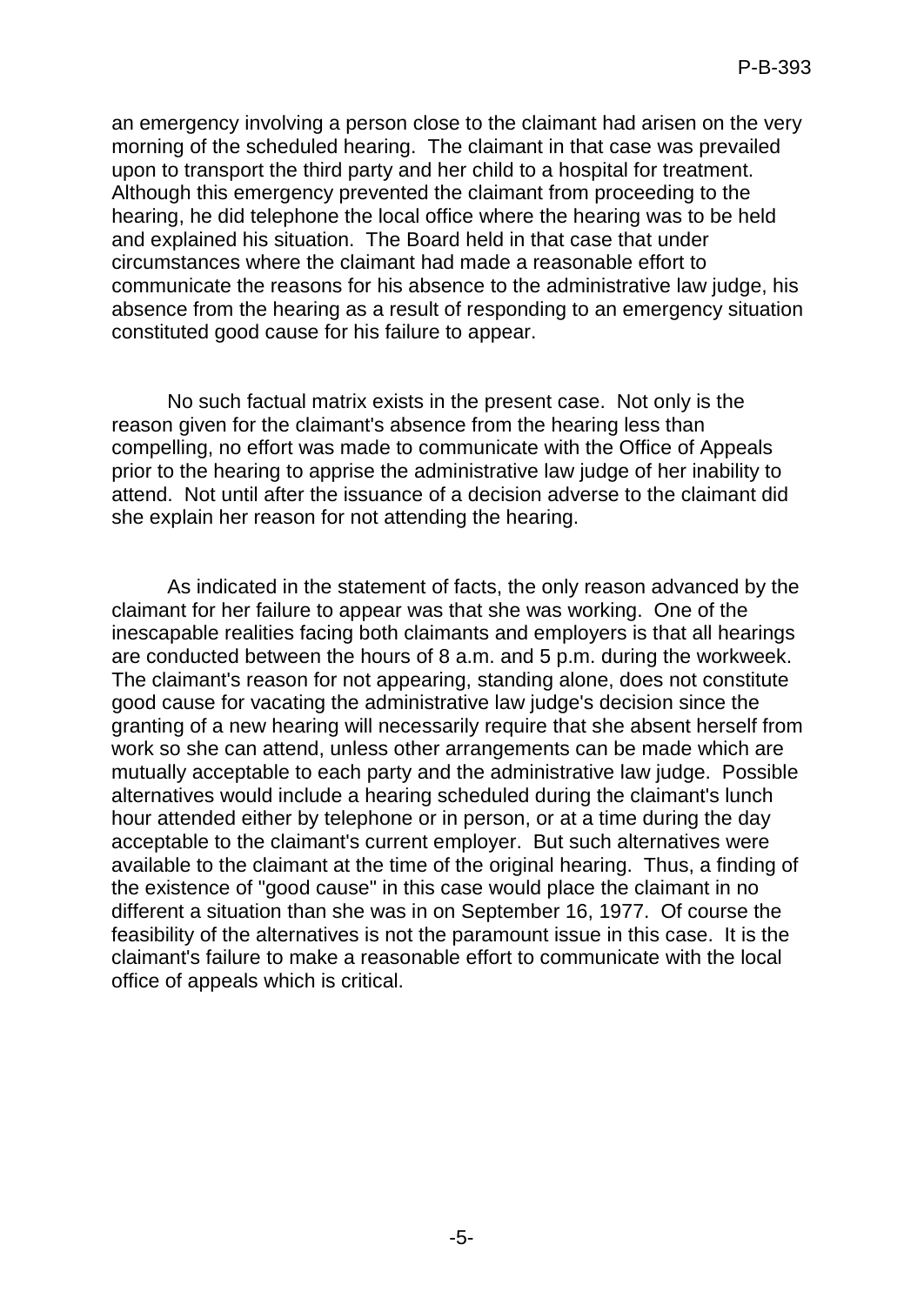an emergency involving a person close to the claimant had arisen on the very morning of the scheduled hearing. The claimant in that case was prevailed upon to transport the third party and her child to a hospital for treatment. Although this emergency prevented the claimant from proceeding to the hearing, he did telephone the local office where the hearing was to be held and explained his situation. The Board held in that case that under circumstances where the claimant had made a reasonable effort to communicate the reasons for his absence to the administrative law judge, his absence from the hearing as a result of responding to an emergency situation constituted good cause for his failure to appear.

No such factual matrix exists in the present case. Not only is the reason given for the claimant's absence from the hearing less than compelling, no effort was made to communicate with the Office of Appeals prior to the hearing to apprise the administrative law judge of her inability to attend. Not until after the issuance of a decision adverse to the claimant did she explain her reason for not attending the hearing.

As indicated in the statement of facts, the only reason advanced by the claimant for her failure to appear was that she was working. One of the inescapable realities facing both claimants and employers is that all hearings are conducted between the hours of 8 a.m. and 5 p.m. during the workweek. The claimant's reason for not appearing, standing alone, does not constitute good cause for vacating the administrative law judge's decision since the granting of a new hearing will necessarily require that she absent herself from work so she can attend, unless other arrangements can be made which are mutually acceptable to each party and the administrative law judge. Possible alternatives would include a hearing scheduled during the claimant's lunch hour attended either by telephone or in person, or at a time during the day acceptable to the claimant's current employer. But such alternatives were available to the claimant at the time of the original hearing. Thus, a finding of the existence of "good cause" in this case would place the claimant in no different a situation than she was in on September 16, 1977. Of course the feasibility of the alternatives is not the paramount issue in this case. It is the claimant's failure to make a reasonable effort to communicate with the local office of appeals which is critical.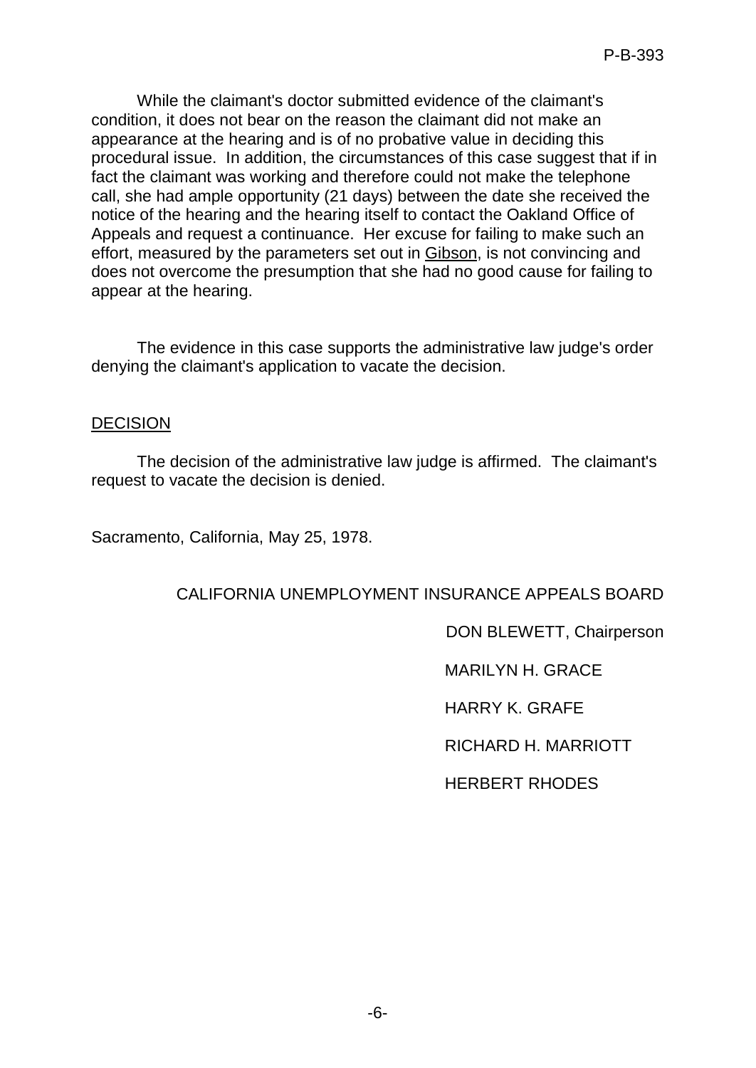While the claimant's doctor submitted evidence of the claimant's condition, it does not bear on the reason the claimant did not make an appearance at the hearing and is of no probative value in deciding this procedural issue. In addition, the circumstances of this case suggest that if in fact the claimant was working and therefore could not make the telephone call, she had ample opportunity (21 days) between the date she received the notice of the hearing and the hearing itself to contact the Oakland Office of Appeals and request a continuance. Her excuse for failing to make such an effort, measured by the parameters set out in Gibson, is not convincing and does not overcome the presumption that she had no good cause for failing to appear at the hearing.

The evidence in this case supports the administrative law judge's order denying the claimant's application to vacate the decision.

## DECISION

The decision of the administrative law judge is affirmed. The claimant's request to vacate the decision is denied.

Sacramento, California, May 25, 1978.

CALIFORNIA UNEMPLOYMENT INSURANCE APPEALS BOARD

DON BLEWETT, Chairperson

MARILYN H. GRACE

HARRY K. GRAFE

RICHARD H. MARRIOTT

HERBERT RHODES